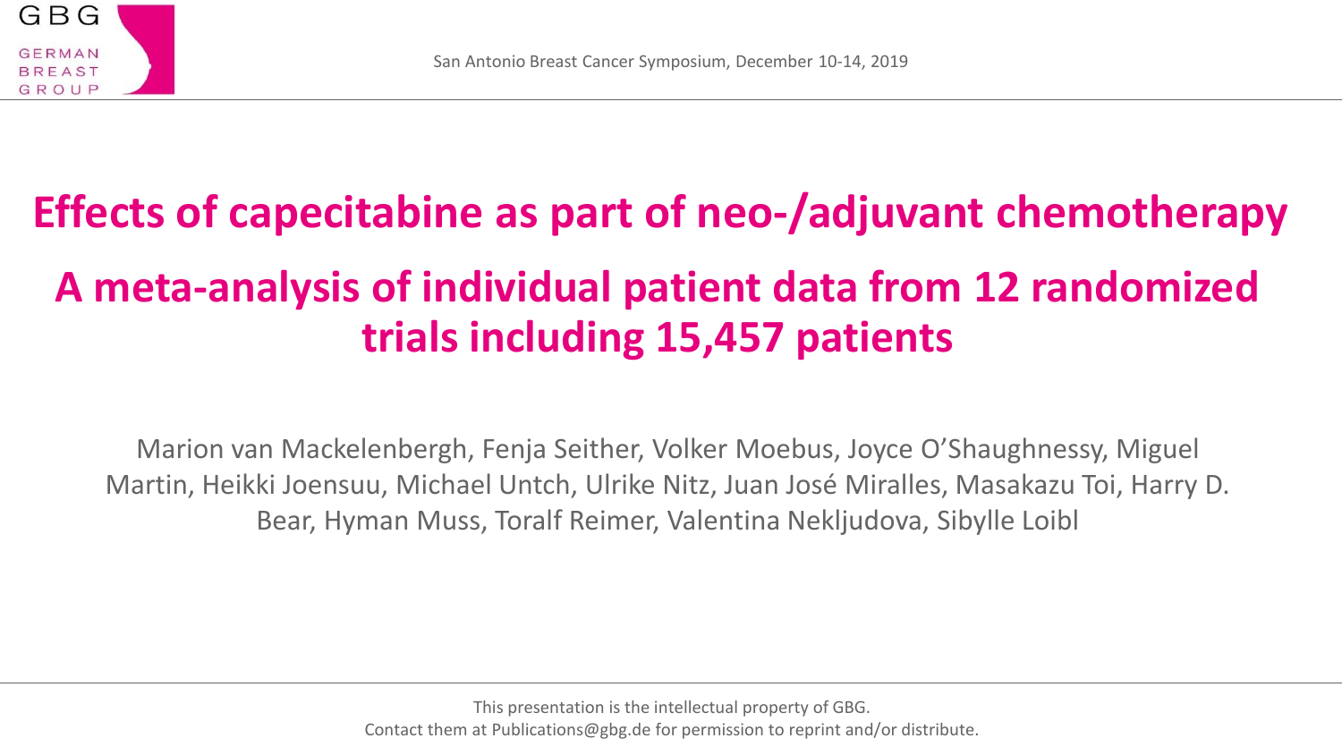# Effects of capecitabine as part of neo-/adjuvant chemotherapy

## A meta-analysis of individual patient data from 12 randomized trials including 15,457 patients

Marion van Mackelenbergh, Fenja Seither, Volker Moebus, Joyce O'Shaughnessy, Miguel Martin, Heikki Joensuu, Michael Untch, Ulrike Nitz, Juan José Miralles, Masakazu Toi, Harry D. Bear, Hyman Muss, Toralf Reimer, Valentina Nekljudova, Sibylle Loibl

San Antonio Breast Cancer Symposium, December 10-14, 2019

This presentation is the intellectual property of GBG.
Contact them at Publications@gbg.de for permission to reprint and/or distribute.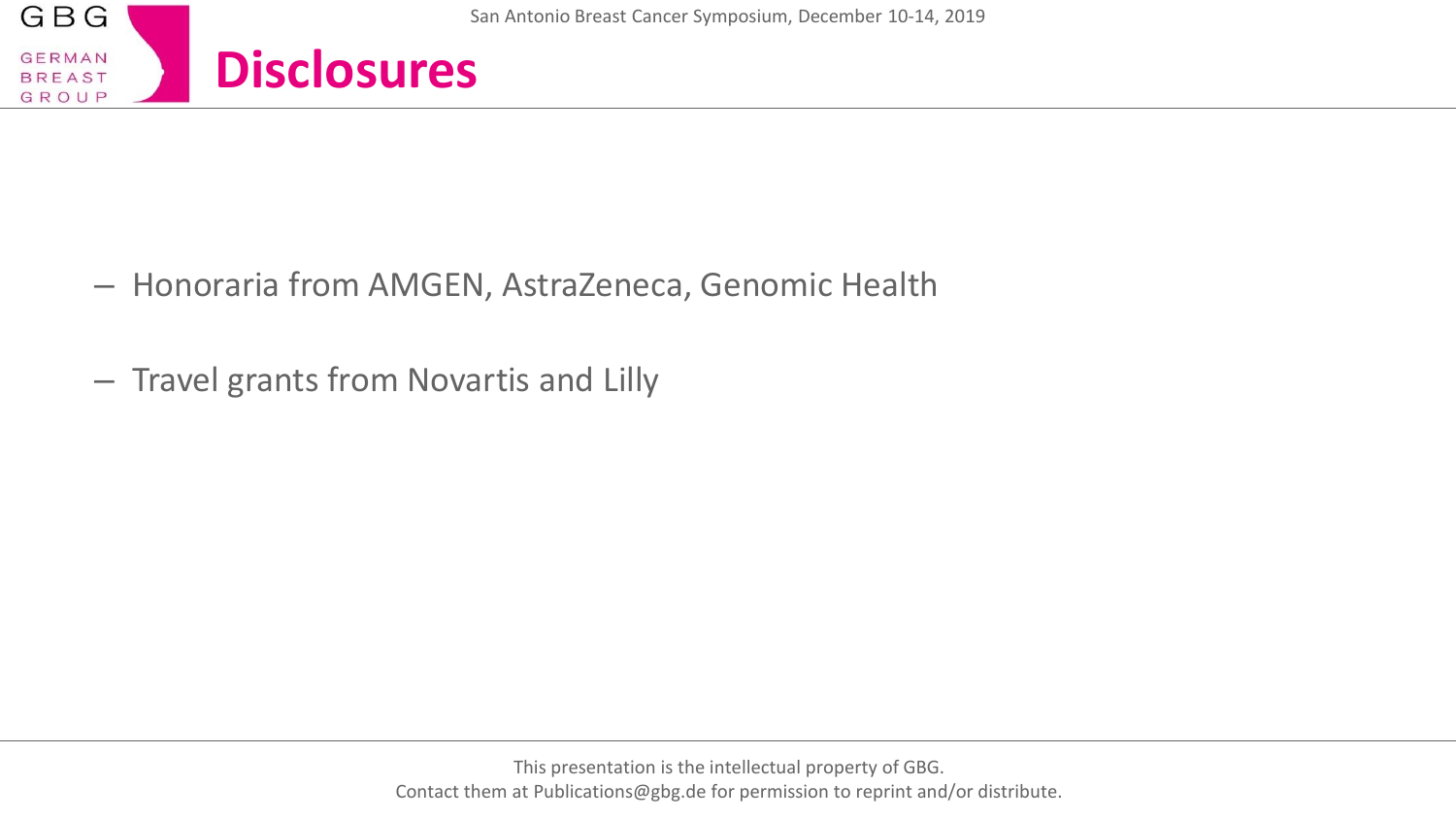# Disclosures

- Honoraria from AMGEN, AstraZeneca, Genomic Health
- Travel grants from Novartis and Lilly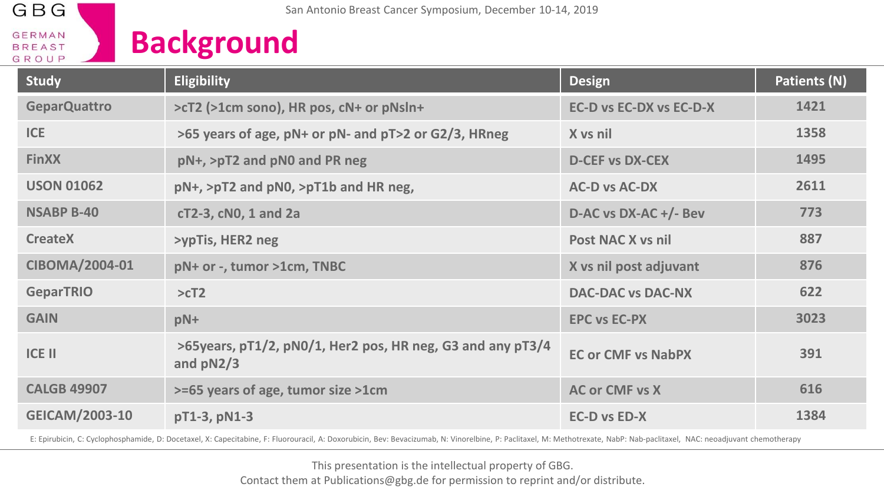# Background

| Study | Eligibility | Design | Patients (N) |
|---|---|---|---|
| GeparQuattro | >cT2 (>1cm sono), HR pos, cN+ or pNsln+ | EC-D vs EC-DX vs EC-D-X | 1421 |
| ICE | >65 years of age, pN+ or pN- and pT>2 or G2/3, HRneg | X vs nil | 1358 |
| FinXX | pN+, >pT2 and pN0 and PR neg | D-CEF vs DX-CEX | 1495 |
| USON 01062 | pN+, >pT2 and pN0, >pT1b and HR neg, | AC-D vs AC-DX | 2611 |
| NSABP B-40 | cT2-3, cN0, 1 and 2a | D-AC vs DX-AC +/- Bev | 773 |
| CreateX | >ypTis, HER2 neg | Post NAC X vs nil | 887 |
| CIBOMA/2004-01 | pN+ or -, tumor >1cm, TNBC | X vs nil post adjuvant | 876 |
| GeparTRIO | >cT2 | DAC-DAC vs DAC-NX | 622 |
| GAIN | pN+ | EPC vs EC-PX | 3023 |
| ICE II | >65years, pT1/2, pN0/1, Her2 pos, HR neg, G3 and any pT3/4 and pN2/3 | EC or CMF vs NabPX | 391 |
| CALGB 49907 | >=65 years of age, tumor size >1cm | AC or CMF vs X | 616 |
| GEICAM/2003-10 | pT1-3, pN1-3 | EC-D vs ED-X | 1384 |

E: Epirubicin, C: Cyclophosphamide, D: Docetaxel, X: Capecitabine, F: Fluorouracil, A: Doxorubicin, Bev: Bevacizumab, N: Vinorelbine, P: Paclitaxel, M: Methotrexate, NabP: Nab-paclitaxel, NAC: neoadjuvant chemotherapy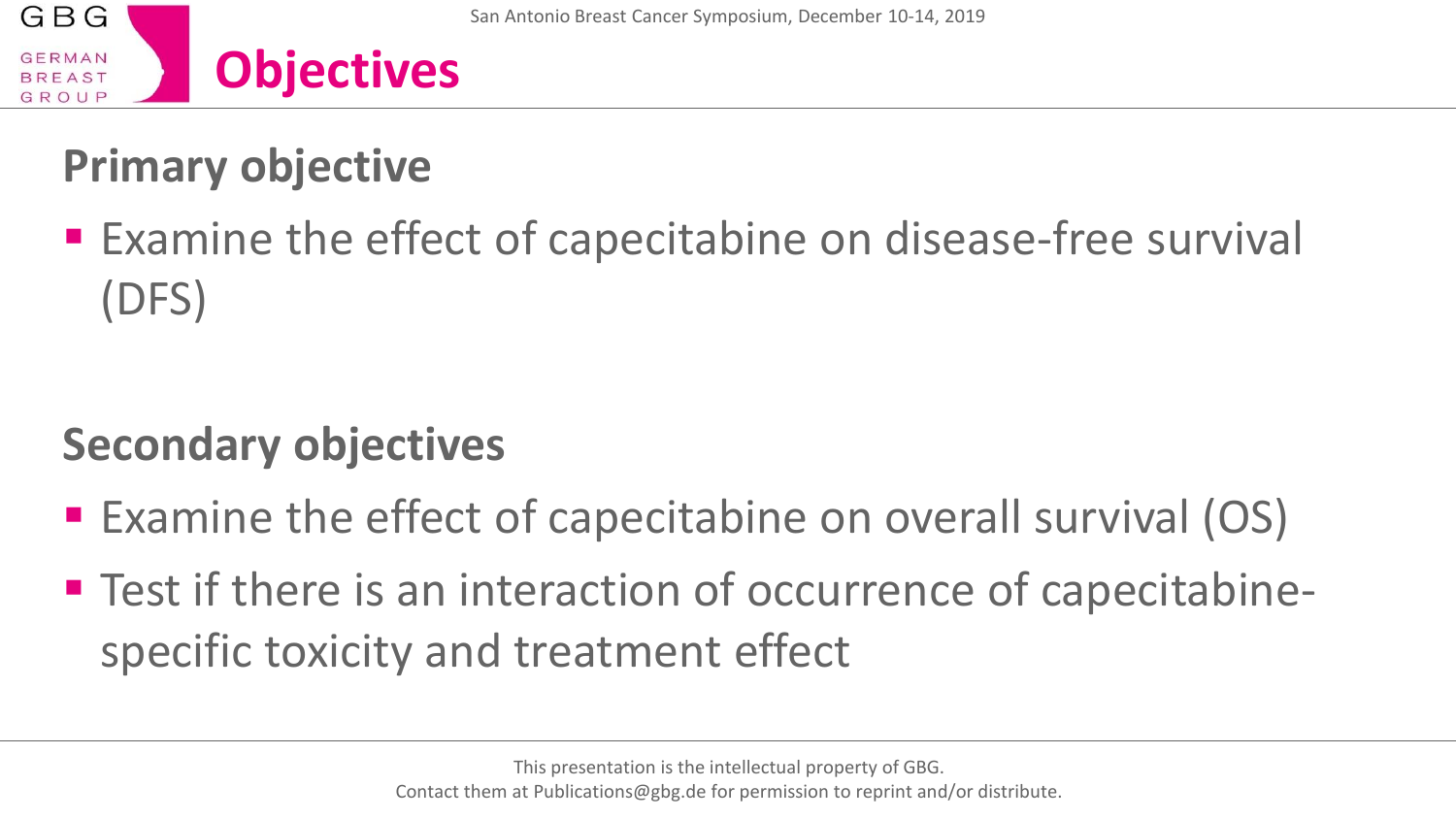# Objectives

## Primary objective

- Examine the effect of capecitabine on disease-free survival (DFS)

## Secondary objectives

- Examine the effect of capecitabine on overall survival (OS)
- Test if there is an interaction of occurrence of capecitabine-specific toxicity and treatment effect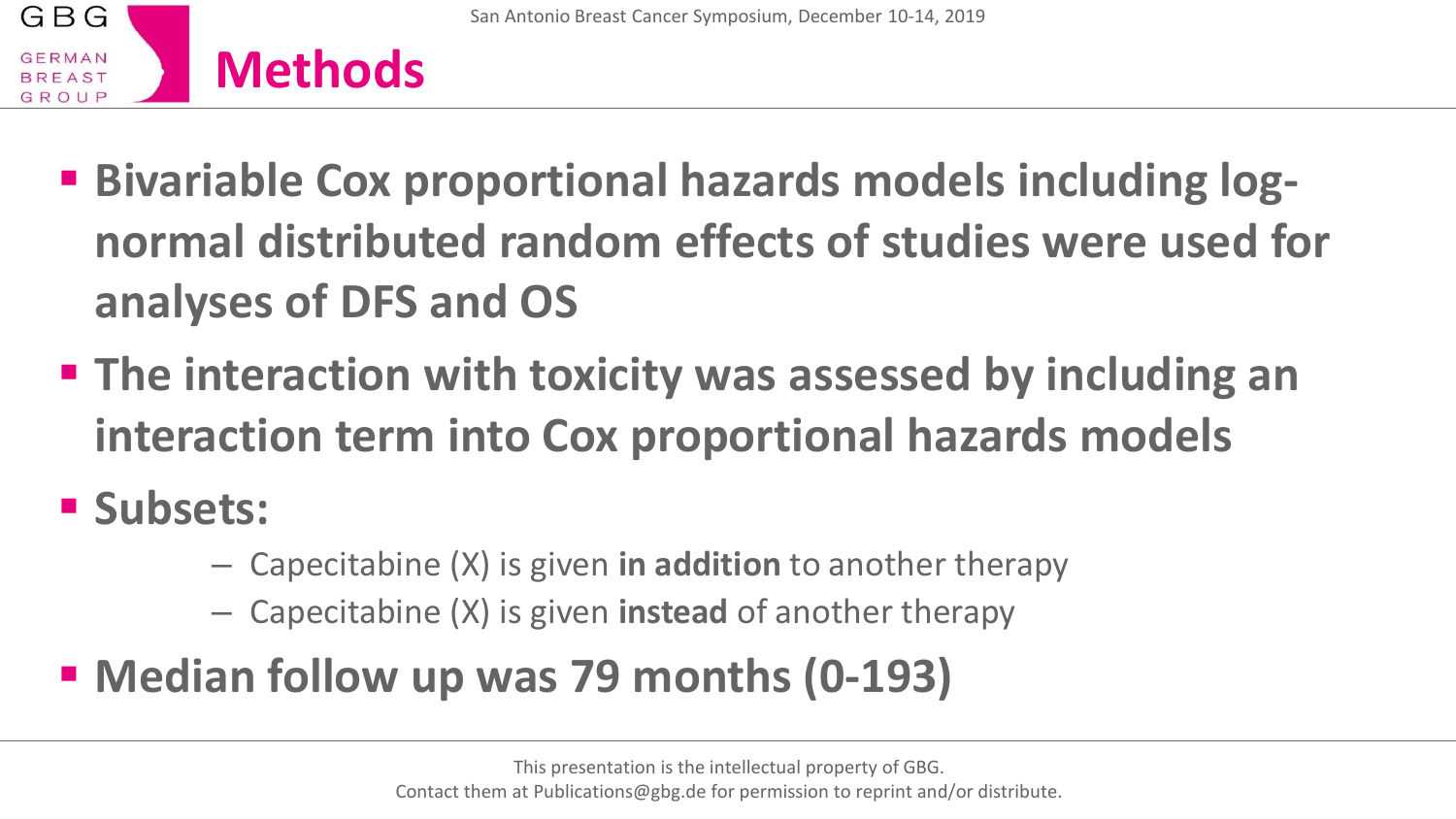# Methods

- **Bivariable Cox proportional hazards models including log-normal distributed random effects of studies were used for analyses of DFS and OS**
- **The interaction with toxicity was assessed by including an interaction term into Cox proportional hazards models**
- **Subsets:**
  - Capecitabine (X) is given **in addition** to another therapy
  - Capecitabine (X) is given **instead** of another therapy
- **Median follow up was 79 months (0-193)**

This presentation is the intellectual property of GBG.
Contact them at Publications@gbg.de for permission to reprint and/or distribute.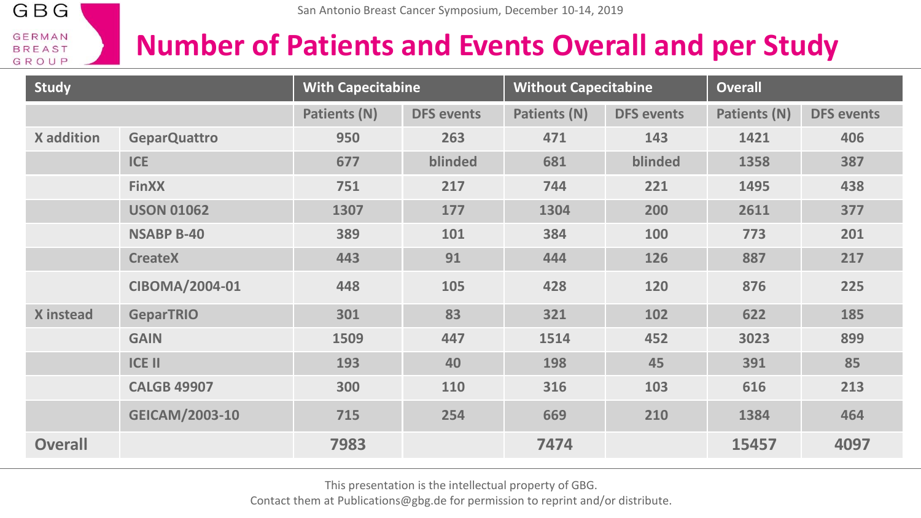# Number of Patients and Events Overall and per Study

| Study | | With Capecitabine | | Without Capecitabine | | Overall | |
|---|---|---|---|---|---|---|---|
| | | Patients (N) | DFS events | Patients (N) | DFS events | Patients (N) | DFS events |
| X addition | GeparQuattro | 950 | 263 | 471 | 143 | 1421 | 406 |
| | ICE | 677 | blinded | 681 | blinded | 1358 | 387 |
| | FinXX | 751 | 217 | 744 | 221 | 1495 | 438 |
| | USON 01062 | 1307 | 177 | 1304 | 200 | 2611 | 377 |
| | NSABP B-40 | 389 | 101 | 384 | 100 | 773 | 201 |
| | CreateX | 443 | 91 | 444 | 126 | 887 | 217 |
| | CIBOMA/2004-01 | 448 | 105 | 428 | 120 | 876 | 225 |
| X instead | GeparTRIO | 301 | 83 | 321 | 102 | 622 | 185 |
| | GAIN | 1509 | 447 | 1514 | 452 | 3023 | 899 |
| | ICE II | 193 | 40 | 198 | 45 | 391 | 85 |
| | CALGB 49907 | 300 | 110 | 316 | 103 | 616 | 213 |
| | GEICAM/2003-10 | 715 | 254 | 669 | 210 | 1384 | 464 |
| Overall | | 7983 | | 7474 | | 15457 | 4097 |

This presentation is the intellectual property of GBG.
Contact them at Publications@gbg.de for permission to reprint and/or distribute.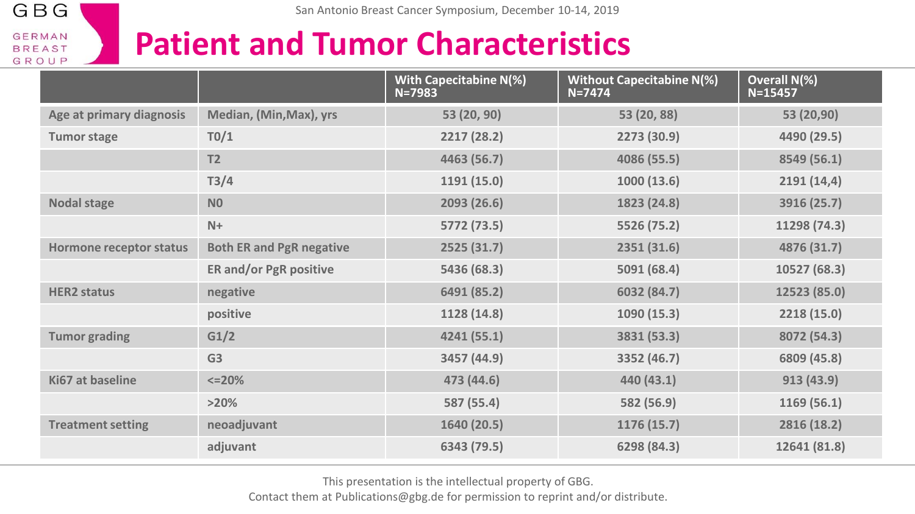# Patient and Tumor Characteristics

| | | With Capecitabine N(%) N=7983 | Without Capecitabine N(%) N=7474 | Overall N(%) N=15457 |
|---|---|---|---|---|
| Age at primary diagnosis | Median, (Min,Max), yrs | 53 (20, 90) | 53 (20, 88) | 53 (20,90) |
| Tumor stage | T0/1 | 2217 (28.2) | 2273 (30.9) | 4490 (29.5) |
| | T2 | 4463 (56.7) | 4086 (55.5) | 8549 (56.1) |
| | T3/4 | 1191 (15.0) | 1000 (13.6) | 2191 (14,4) |
| Nodal stage | N0 | 2093 (26.6) | 1823 (24.8) | 3916 (25.7) |
| | N+ | 5772 (73.5) | 5526 (75.2) | 11298 (74.3) |
| Hormone receptor status | Both ER and PgR negative | 2525 (31.7) | 2351 (31.6) | 4876 (31.7) |
| | ER and/or PgR positive | 5436 (68.3) | 5091 (68.4) | 10527 (68.3) |
| HER2 status | negative | 6491 (85.2) | 6032 (84.7) | 12523 (85.0) |
| | positive | 1128 (14.8) | 1090 (15.3) | 2218 (15.0) |
| Tumor grading | G1/2 | 4241 (55.1) | 3831 (53.3) | 8072 (54.3) |
| | G3 | 3457 (44.9) | 3352 (46.7) | 6809 (45.8) |
| Ki67 at baseline | <=20% | 473 (44.6) | 440 (43.1) | 913 (43.9) |
| | >20% | 587 (55.4) | 582 (56.9) | 1169 (56.1) |
| Treatment setting | neoadjuvant | 1640 (20.5) | 1176 (15.7) | 2816 (18.2) |
| | adjuvant | 6343 (79.5) | 6298 (84.3) | 12641 (81.8) |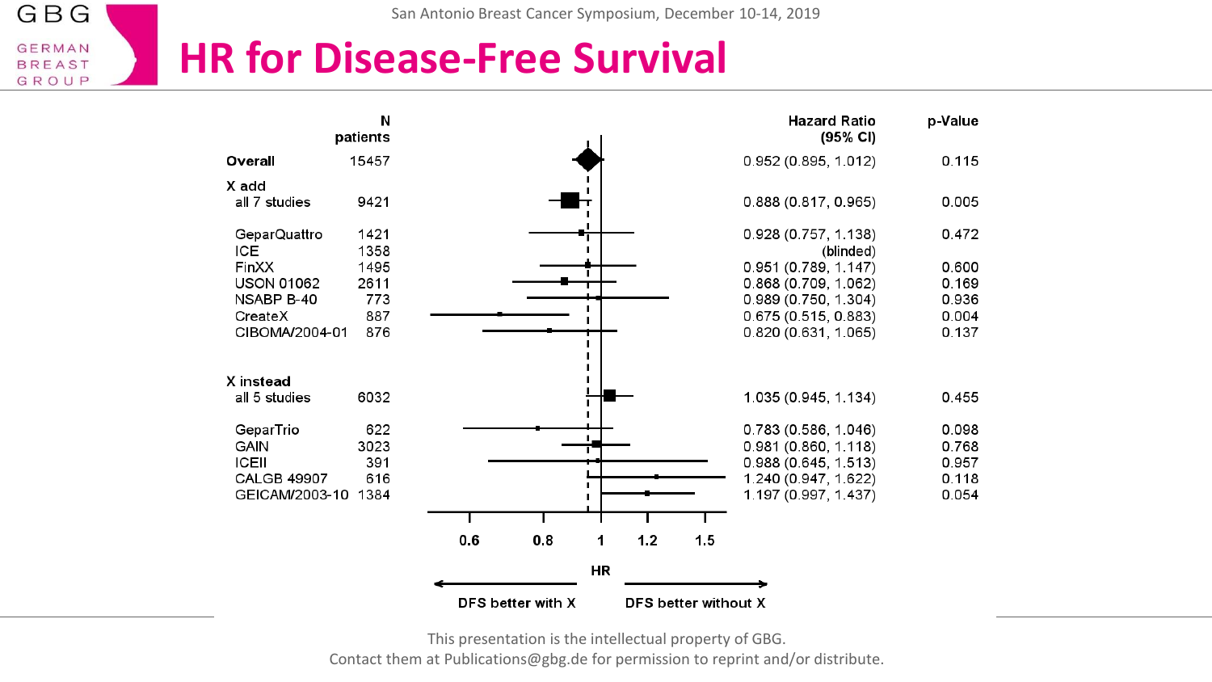# HR for Disease-Free Survival

| | N patients | Hazard Ratio (95% CI) | p-Value |
|---|---|---|---|
| **Overall** | 15457 | 0.952 (0.895, 1.012) | 0.115 |
| **X add** | | | |
| all 7 studies | 9421 | 0.888 (0.817, 0.965) | 0.005 |
| GeparQuattro | 1421 | 0.928 (0.757, 1.138) | 0.472 |
| ICE | 1358 | (blinded) | |
| FinXX | 1495 | 0.951 (0.789, 1.147) | 0.600 |
| USON 01062 | 2611 | 0.868 (0.709, 1.062) | 0.169 |
| NSABP B-40 | 773 | 0.989 (0.750, 1.304) | 0.936 |
| CreateX | 887 | 0.675 (0.515, 0.883) | 0.004 |
| CIBOMA/2004-01 | 876 | 0.820 (0.631, 1.065) | 0.137 |
| **X instead** | | | |
| all 5 studies | 6032 | 1.035 (0.945, 1.134) | 0.455 |
| GeparTrio | 622 | 0.783 (0.586, 1.046) | 0.098 |
| GAIN | 3023 | 0.981 (0.860, 1.118) | 0.768 |
| ICEII | 391 | 0.988 (0.645, 1.513) | 0.957 |
| CALGB 49907 | 616 | 1.240 (0.947, 1.622) | 0.118 |
| GEICAM/2003-10 | 1384 | 1.197 (0.997, 1.437) | 0.054 |

HR: 0.6 · 0.8 · 1 · 1.2 · 1.5

← DFS better with X | DFS better without X →

This presentation is the intellectual property of GBG.
Contact them at Publications@gbg.de for permission to reprint and/or distribute.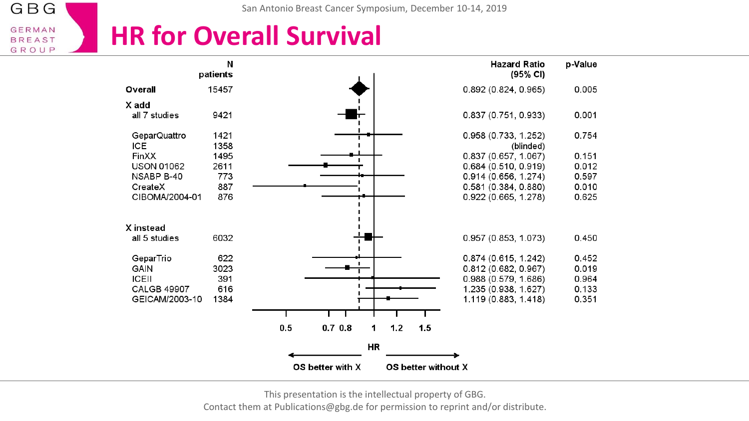# HR for Overall Survival

| | N patients | Hazard Ratio (95% CI) | p-Value |
|---|---|---|---|
| **Overall** | 15457 | 0.892 (0.824, 0.965) | 0.005 |
| **X add** | | | |
| all 7 studies | 9421 | 0.837 (0.751, 0.933) | 0.001 |
| GeparQuattro | 1421 | 0.958 (0.733, 1.252) | 0.754 |
| ICE | 1358 | (blinded) | |
| FinXX | 1495 | 0.837 (0.657, 1.067) | 0.151 |
| USON 01062 | 2611 | 0.684 (0.510, 0.919) | 0.012 |
| NSABP B-40 | 773 | 0.914 (0.656, 1.274) | 0.597 |
| CreateX | 887 | 0.581 (0.384, 0.880) | 0.010 |
| CIBOMA/2004-01 | 876 | 0.922 (0.665, 1.278) | 0.625 |
| **X instead** | | | |
| all 5 studies | 6032 | 0.957 (0.853, 1.073) | 0.450 |
| GeparTrio | 622 | 0.874 (0.615, 1.242) | 0.452 |
| GAIN | 3023 | 0.812 (0.682, 0.967) | 0.019 |
| ICEII | 391 | 0.988 (0.579, 1.686) | 0.964 |
| CALGB 49907 | 616 | 1.235 (0.938, 1.627) | 0.133 |
| GEICAM/2003-10 | 1384 | 1.119 (0.883, 1.418) | 0.351 |

HR axis: 0.5, 0.7, 0.8, 1, 1.2, 1.5

← OS better with X | OS better without X →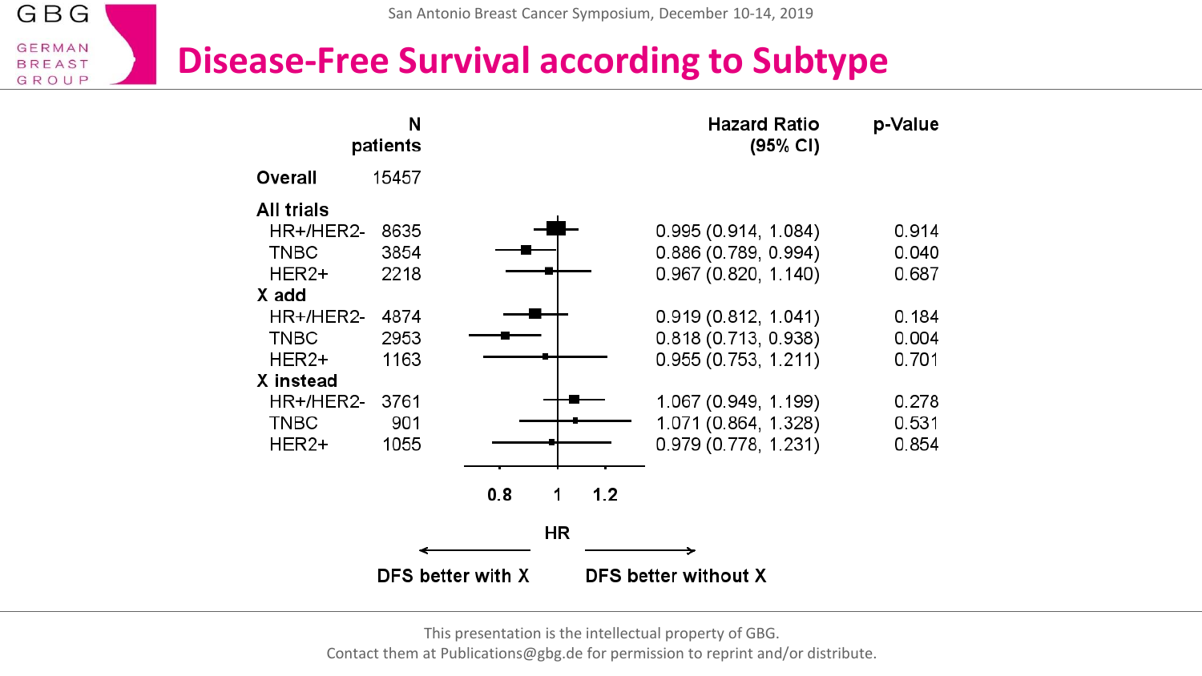# Disease-Free Survival according to Subtype

| | N patients | Hazard Ratio (95% CI) | p-Value |
|---|---|---|---|
| **Overall** | 15457 | | |
| **All trials** | | | |
| HR+/HER2- | 8635 | 0.995 (0.914, 1.084) | 0.914 |
| TNBC | 3854 | 0.886 (0.789, 0.994) | 0.040 |
| HER2+ | 2218 | 0.967 (0.820, 1.140) | 0.687 |
| **X add** | | | |
| HR+/HER2- | 4874 | 0.919 (0.812, 1.041) | 0.184 |
| TNBC | 2953 | 0.818 (0.713, 0.938) | 0.004 |
| HER2+ | 1163 | 0.955 (0.753, 1.211) | 0.701 |
| **X instead** | | | |
| HR+/HER2- | 3761 | 1.067 (0.949, 1.199) | 0.278 |
| TNBC | 901 | 1.071 (0.864, 1.328) | 0.531 |
| HER2+ | 1055 | 0.979 (0.778, 1.231) | 0.854 |

HR: 0.8 — 1 — 1.2

← DFS better with X | DFS better without X →

This presentation is the intellectual property of GBG.
Contact them at Publications@gbg.de for permission to reprint and/or distribute.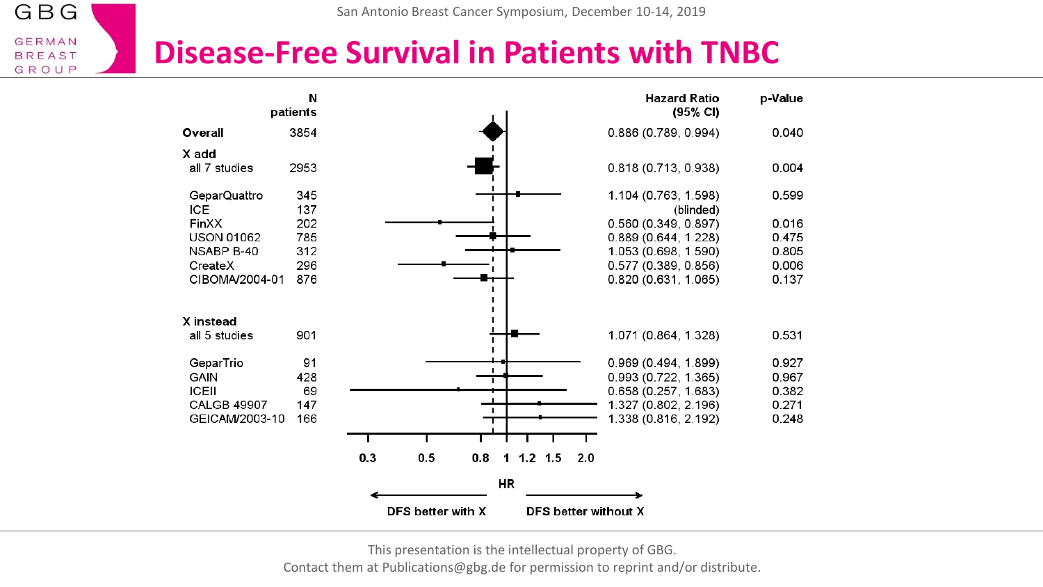# Disease-Free Survival in Patients with TNBC

| | N patients | Hazard Ratio (95% CI) | p-Value |
|---|---|---|---|
| **Overall** | 3854 | 0.886 (0.789, 0.994) | 0.040 |
| **X add** | | | |
| all 7 studies | 2953 | 0.818 (0.713, 0.938) | 0.004 |
| GeparQuattro | 345 | 1.104 (0.763, 1.598) | 0.599 |
| ICE | 137 | (blinded) | |
| FinXX | 202 | 0.560 (0.349, 0.897) | 0.016 |
| USON 01062 | 785 | 0.889 (0.644, 1.228) | 0.475 |
| NSABP B-40 | 312 | 1.053 (0.698, 1.590) | 0.805 |
| CreateX | 296 | 0.577 (0.389, 0.856) | 0.006 |
| CIBOMA/2004-01 | 876 | 0.820 (0.631, 1.065) | 0.137 |
| **X instead** | | | |
| all 5 studies | 901 | 1.071 (0.864, 1.328) | 0.531 |
| GeparTrio | 91 | 0.969 (0.494, 1.899) | 0.927 |
| GAIN | 428 | 0.993 (0.722, 1.365) | 0.967 |
| ICEII | 69 | 0.658 (0.257, 1.683) | 0.382 |
| CALGB 49907 | 147 | 1.327 (0.802, 2.196) | 0.271 |
| GEICAM/2003-10 | 166 | 1.338 (0.816, 2.192) | 0.248 |

HR: 0.3 0.5 0.8 1 1.2 1.5 2.0

← DFS better with X | DFS better without X →

This presentation is the intellectual property of GBG.
Contact them at Publications@gbg.de for permission to reprint and/or distribute.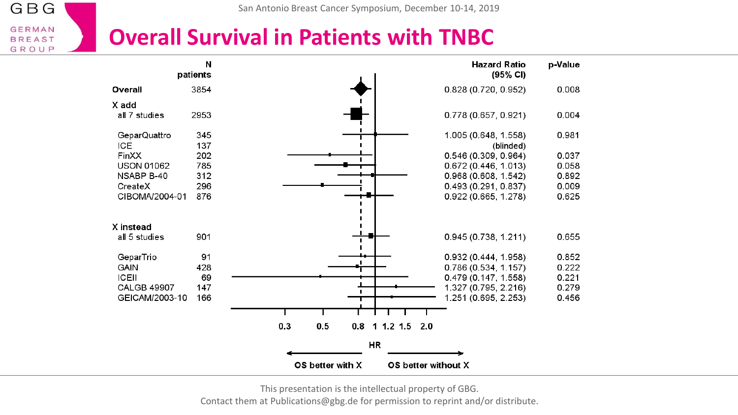# Overall Survival in Patients with TNBC

| | N patients | Hazard Ratio (95% CI) | p-Value |
|---|---|---|---|
| **Overall** | 3854 | 0.828 (0.720, 0.952) | 0.008 |
| **X add** | | | |
| all 7 studies | 2953 | 0.778 (0.657, 0.921) | 0.004 |
| GeparQuattro | 345 | 1.005 (0.648, 1.558) | 0.981 |
| ICE | 137 | (blinded) | |
| FinXX | 202 | 0.546 (0.309, 0.964) | 0.037 |
| USON 01062 | 785 | 0.672 (0.446, 1.013) | 0.058 |
| NSABP B-40 | 312 | 0.968 (0.608, 1.542) | 0.892 |
| CreateX | 296 | 0.493 (0.291, 0.837) | 0.009 |
| CIBOMA/2004-01 | 876 | 0.922 (0.665, 1.278) | 0.625 |
| **X instead** | | | |
| all 5 studies | 901 | 0.945 (0.738, 1.211) | 0.655 |
| GeparTrio | 91 | 0.932 (0.444, 1.958) | 0.852 |
| GAIN | 428 | 0.786 (0.534, 1.157) | 0.222 |
| ICEII | 69 | 0.479 (0.147, 1.558) | 0.221 |
| CALGB 49907 | 147 | 1.327 (0.795, 2.216) | 0.279 |
| GEICAM/2003-10 | 166 | 1.251 (0.695, 2.253) | 0.456 |

HR axis: 0.3, 0.5, 0.8, 1, 1.2, 1.5, 2.0

← OS better with X | OS better without X →

This presentation is the intellectual property of GBG.
Contact them at Publications@gbg.de for permission to reprint and/or distribute.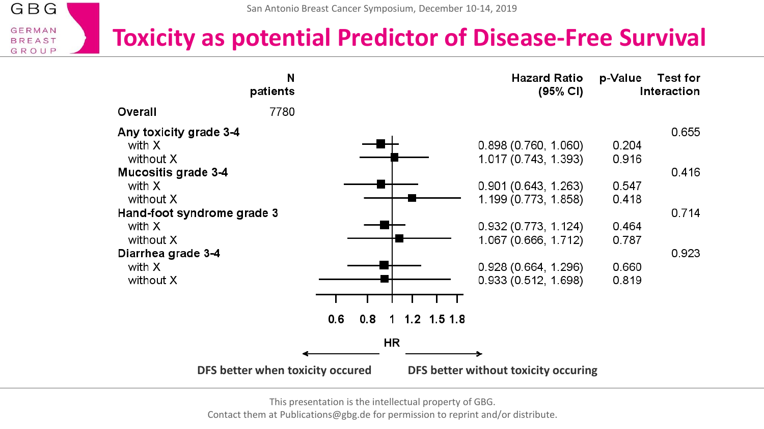# Toxicity as potential Predictor of Disease-Free Survival

| | N patients | Hazard Ratio (95% CI) | p-Value | Test for Interaction |
|---|---|---|---|---|
| **Overall** | 7780 | | | |
| **Any toxicity grade 3-4** | | | | 0.655 |
| with X | | 0.898 (0.760, 1.060) | 0.204 | |
| without X | | 1.017 (0.743, 1.393) | 0.916 | |
| **Mucositis grade 3-4** | | | | 0.416 |
| with X | | 0.901 (0.643, 1.263) | 0.547 | |
| without X | | 1.199 (0.773, 1.858) | 0.418 | |
| **Hand-foot syndrome grade 3** | | | | 0.714 |
| with X | | 0.932 (0.773, 1.124) | 0.464 | |
| without X | | 1.067 (0.666, 1.712) | 0.787 | |
| **Diarrhea grade 3-4** | | | | 0.923 |
| with X | | 0.928 (0.664, 1.296) | 0.660 | |
| without X | | 0.933 (0.512, 1.698) | 0.819 | |

HR: 0.6 0.8 1 1.2 1.5 1.8

← **DFS better when toxicity occured** | **DFS better without toxicity occuring** →

This presentation is the intellectual property of GBG.
Contact them at Publications@gbg.de for permission to reprint and/or distribute.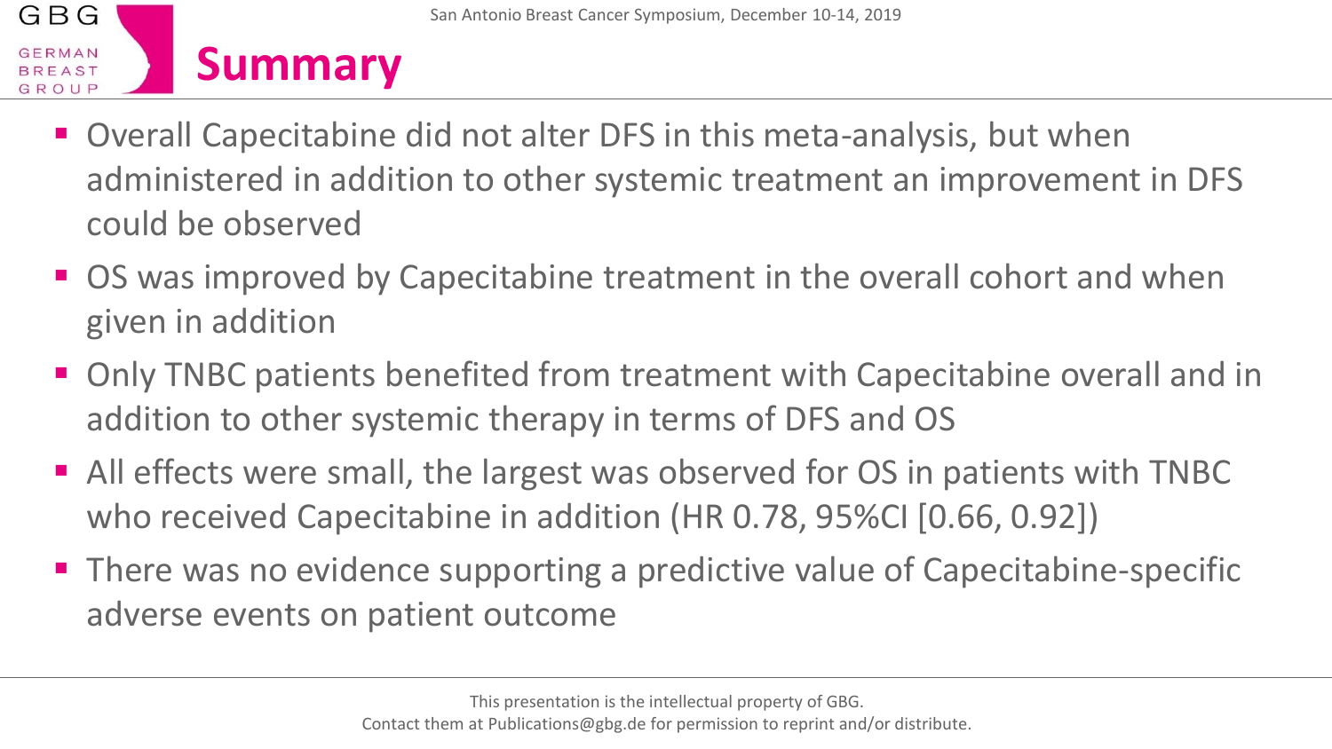# Summary

- Overall Capecitabine did not alter DFS in this meta-analysis, but when administered in addition to other systemic treatment an improvement in DFS could be observed
- OS was improved by Capecitabine treatment in the overall cohort and when given in addition
- Only TNBC patients benefited from treatment with Capecitabine overall and in addition to other systemic therapy in terms of DFS and OS
- All effects were small, the largest was observed for OS in patients with TNBC who received Capecitabine in addition (HR 0.78, 95%CI [0.66, 0.92])
- There was no evidence supporting a predictive value of Capecitabine-specific adverse events on patient outcome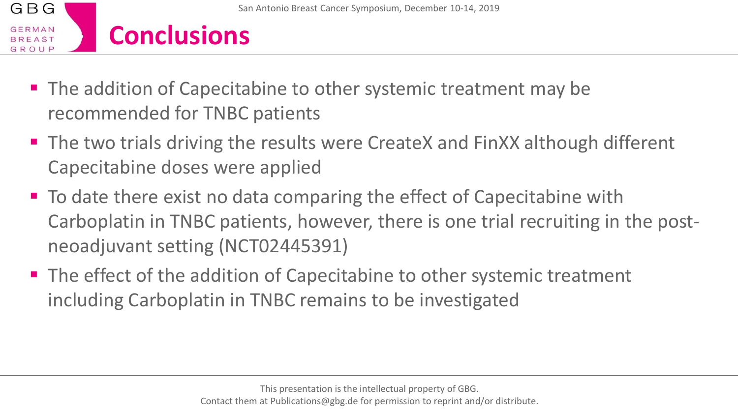# Conclusions

- The addition of Capecitabine to other systemic treatment may be recommended for TNBC patients
- The two trials driving the results were CreateX and FinXX although different Capecitabine doses were applied
- To date there exist no data comparing the effect of Capecitabine with Carboplatin in TNBC patients, however, there is one trial recruiting in the post-neoadjuvant setting (NCT02445391)
- The effect of the addition of Capecitabine to other systemic treatment including Carboplatin in TNBC remains to be investigated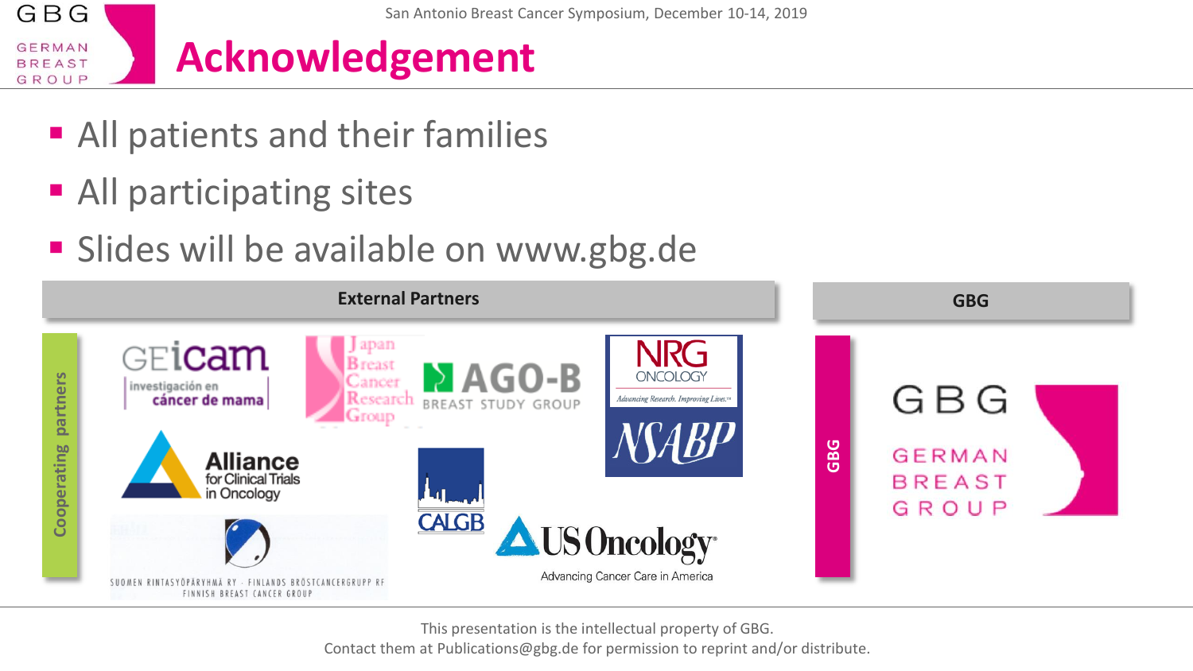# Acknowledgement

- All patients and their families
- All participating sites
- Slides will be available on www.gbg.de

**External Partners**

Cooperating partners

GEICAM investigación en cáncer de mama

Japan Breast Cancer Research Group

AGO-B BREAST STUDY GROUP

NRG ONCOLOGY Advancing Research. Improving Lives.

NSABP

Alliance for Clinical Trials in Oncology

CALGB

US Oncology Advancing Cancer Care in America

SUOMEN RINTASYÖPÄRYHMÄ RY · FINLANDS BRÖSTCANCERGRUPP RF FINNISH BREAST CANCER GROUP

**GBG**

GBG

GBG GERMAN BREAST GROUP

This presentation is the intellectual property of GBG.
Contact them at Publications@gbg.de for permission to reprint and/or distribute.